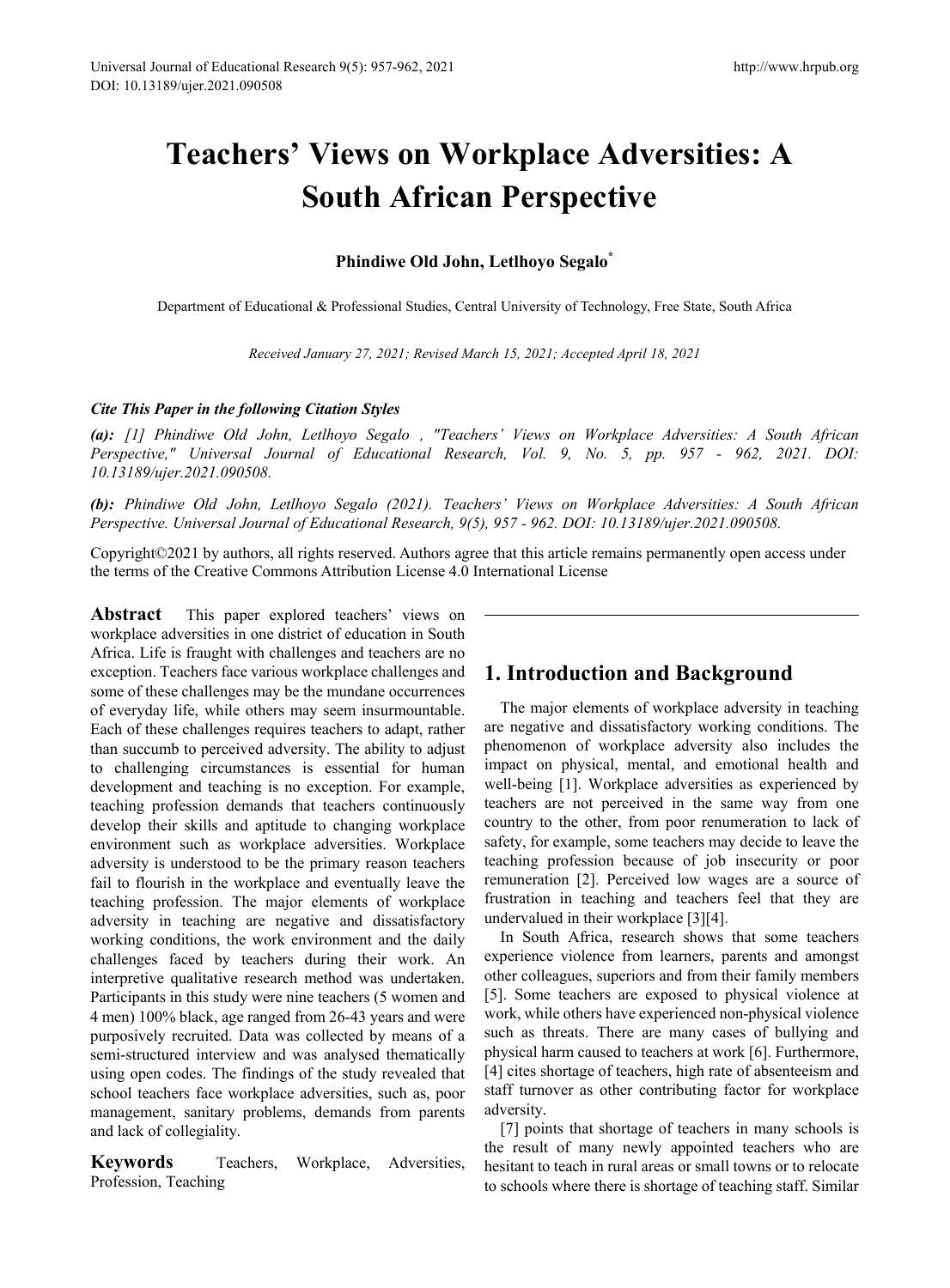# Teachers' Views on Workplace Adversities: A South African Perspective

**Phindiwe Old John, Letlhoyo Segalo[*]**

Department of Educational & Professional Studies, Central University of Technology, Free State, South Africa

*Received January 27, 2021; Revised March 15, 2021; Accepted April 18, 2021*

***Cite This Paper in the following Citation Styles***

***(a):*** *[1] Phindiwe Old John, Letlhoyo Segalo , "Teachers' Views on Workplace Adversities: A South African Perspective," Universal Journal of Educational Research, Vol. 9, No. 5, pp. 957 - 962, 2021. DOI: 10.13189/ujer.2021.090508.*

***(b):*** *Phindiwe Old John, Letlhoyo Segalo (2021). Teachers' Views on Workplace Adversities: A South African Perspective. Universal Journal of Educational Research, 9(5), 957 - 962. DOI: 10.13189/ujer.2021.090508.*

Copyright©2021 by authors, all rights reserved. Authors agree that this article remains permanently open access under the terms of the Creative Commons Attribution License 4.0 International License

**Abstract** This paper explored teachers' views on workplace adversities in one district of education in South Africa. Life is fraught with challenges and teachers are no exception. Teachers face various workplace challenges and some of these challenges may be the mundane occurrences of everyday life, while others may seem insurmountable. Each of these challenges requires teachers to adapt, rather than succumb to perceived adversity. The ability to adjust to challenging circumstances is essential for human development and teaching is no exception. For example, teaching profession demands that teachers continuously develop their skills and aptitude to changing workplace environment such as workplace adversities. Workplace adversity is understood to be the primary reason teachers fail to flourish in the workplace and eventually leave the teaching profession. The major elements of workplace adversity in teaching are negative and dissatisfactory working conditions, the work environment and the daily challenges faced by teachers during their work. An interpretive qualitative research method was undertaken. Participants in this study were nine teachers (5 women and 4 men) 100% black, age ranged from 26-43 years and were purposively recruited. Data was collected by means of a semi-structured interview and was analysed thematically using open codes. The findings of the study revealed that school teachers face workplace adversities, such as, poor management, sanitary problems, demands from parents and lack of collegiality.

**Keywords** Teachers, Workplace, Adversities, Profession, Teaching

## 1. Introduction and Background

The major elements of workplace adversity in teaching are negative and dissatisfactory working conditions. The phenomenon of workplace adversity also includes the impact on physical, mental, and emotional health and well-being [1]. Workplace adversities as experienced by teachers are not perceived in the same way from one country to the other, from poor renumeration to lack of safety, for example, some teachers may decide to leave the teaching profession because of job insecurity or poor remuneration [2]. Perceived low wages are a source of frustration in teaching and teachers feel that they are undervalued in their workplace [3][4].

In South Africa, research shows that some teachers experience violence from learners, parents and amongst other colleagues, superiors and from their family members [5]. Some teachers are exposed to physical violence at work, while others have experienced non-physical violence such as threats. There are many cases of bullying and physical harm caused to teachers at work [6]. Furthermore, [4] cites shortage of teachers, high rate of absenteeism and staff turnover as other contributing factor for workplace adversity.

[7] points that shortage of teachers in many schools is the result of many newly appointed teachers who are hesitant to teach in rural areas or small towns or to relocate to schools where there is shortage of teaching staff. Similar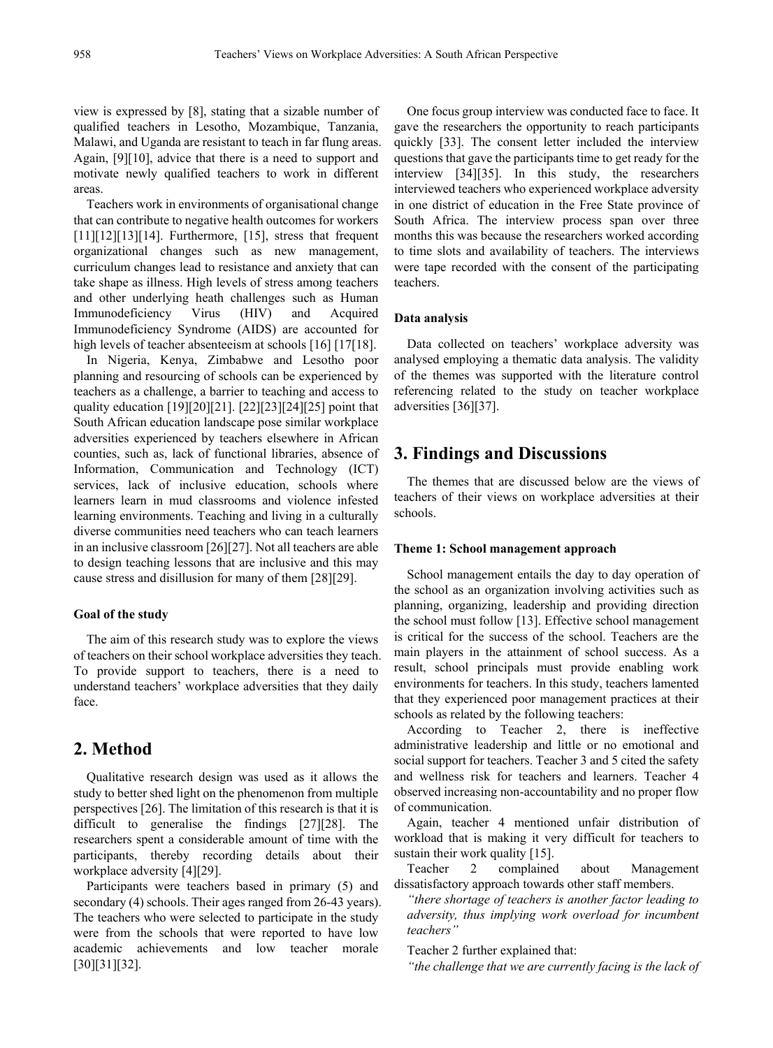view is expressed by [8], stating that a sizable number of qualified teachers in Lesotho, Mozambique, Tanzania, Malawi, and Uganda are resistant to teach in far flung areas. Again, [9][10], advice that there is a need to support and motivate newly qualified teachers to work in different areas.

Teachers work in environments of organisational change that can contribute to negative health outcomes for workers [11][12][13][14]. Furthermore, [15], stress that frequent organizational changes such as new management, curriculum changes lead to resistance and anxiety that can take shape as illness. High levels of stress among teachers and other underlying heath challenges such as Human Immunodeficiency Virus (HIV) and Acquired Immunodeficiency Syndrome (AIDS) are accounted for high levels of teacher absenteeism at schools [16] [17][18].

In Nigeria, Kenya, Zimbabwe and Lesotho poor planning and resourcing of schools can be experienced by teachers as a challenge, a barrier to teaching and access to quality education [19][20][21]. [22][23][24][25] point that South African education landscape pose similar workplace adversities experienced by teachers elsewhere in African counties, such as, lack of functional libraries, absence of Information, Communication and Technology (ICT) services, lack of inclusive education, schools where learners learn in mud classrooms and violence infested learning environments. Teaching and living in a culturally diverse communities need teachers who can teach learners in an inclusive classroom [26][27]. Not all teachers are able to design teaching lessons that are inclusive and this may cause stress and disillusion for many of them [28][29].

#### Goal of the study

The aim of this research study was to explore the views of teachers on their school workplace adversities they teach. To provide support to teachers, there is a need to understand teachers' workplace adversities that they daily face.

## 2. Method

Qualitative research design was used as it allows the study to better shed light on the phenomenon from multiple perspectives [26]. The limitation of this research is that it is difficult to generalise the findings [27][28]. The researchers spent a considerable amount of time with the participants, thereby recording details about their workplace adversity [4][29].

Participants were teachers based in primary (5) and secondary (4) schools. Their ages ranged from 26-43 years). The teachers who were selected to participate in the study were from the schools that were reported to have low academic achievements and low teacher morale [30][31][32].

One focus group interview was conducted face to face. It gave the researchers the opportunity to reach participants quickly [33]. The consent letter included the interview questions that gave the participants time to get ready for the interview [34][35]. In this study, the researchers interviewed teachers who experienced workplace adversity in one district of education in the Free State province of South Africa. The interview process span over three months this was because the researchers worked according to time slots and availability of teachers. The interviews were tape recorded with the consent of the participating teachers.

#### Data analysis

Data collected on teachers' workplace adversity was analysed employing a thematic data analysis. The validity of the themes was supported with the literature control referencing related to the study on teacher workplace adversities [36][37].

## 3. Findings and Discussions

The themes that are discussed below are the views of teachers of their views on workplace adversities at their schools.

#### Theme 1: School management approach

School management entails the day to day operation of the school as an organization involving activities such as planning, organizing, leadership and providing direction the school must follow [13]. Effective school management is critical for the success of the school. Teachers are the main players in the attainment of school success. As a result, school principals must provide enabling work environments for teachers. In this study, teachers lamented that they experienced poor management practices at their schools as related by the following teachers:

According to Teacher 2, there is ineffective administrative leadership and little or no emotional and social support for teachers. Teacher 3 and 5 cited the safety and wellness risk for teachers and learners. Teacher 4 observed increasing non-accountability and no proper flow of communication.

Again, teacher 4 mentioned unfair distribution of workload that is making it very difficult for teachers to sustain their work quality [15].

Teacher 2 complained about Management dissatisfactory approach towards other staff members.

*"there shortage of teachers is another factor leading to adversity, thus implying work overload for incumbent teachers"*

Teacher 2 further explained that:

*"the challenge that we are currently facing is the lack of*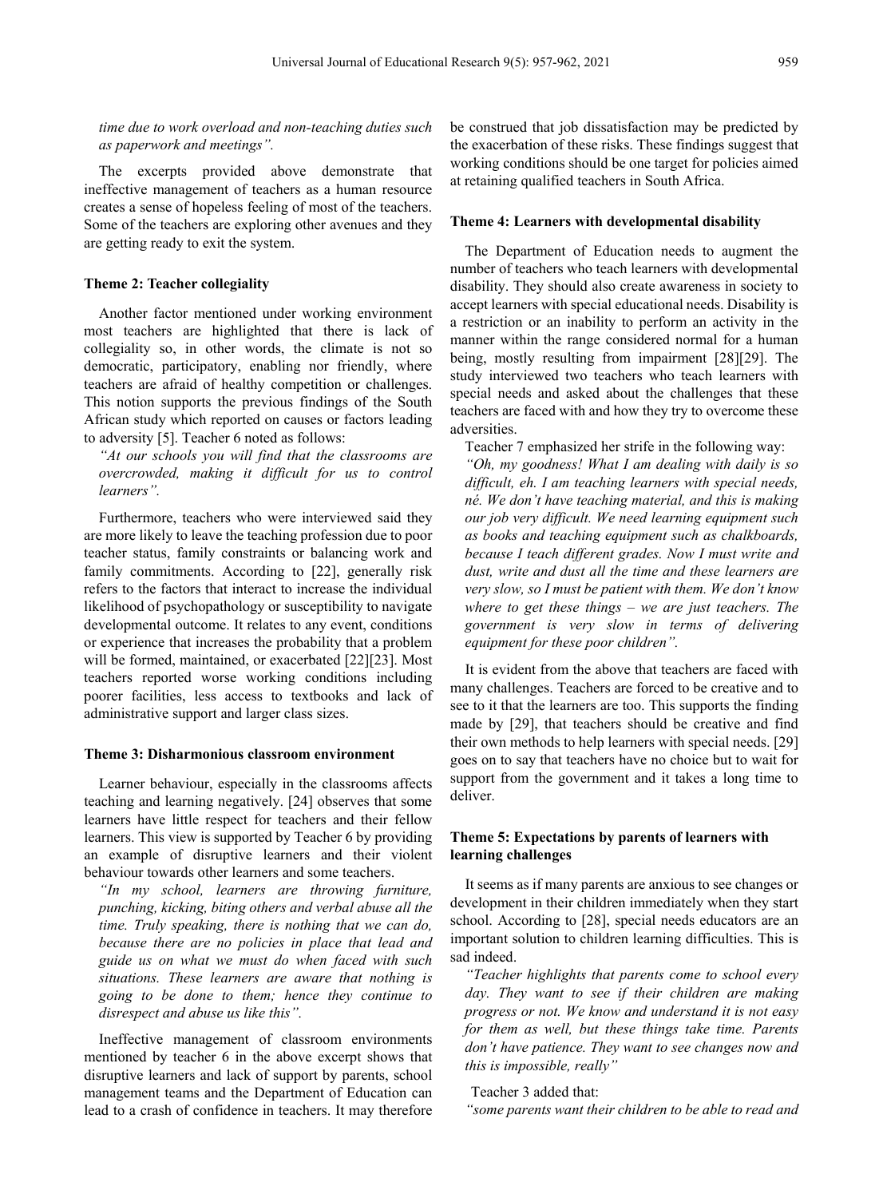*time due to work overload and non-teaching duties such as paperwork and meetings".*

The excerpts provided above demonstrate that ineffective management of teachers as a human resource creates a sense of hopeless feeling of most of the teachers. Some of the teachers are exploring other avenues and they are getting ready to exit the system.

### Theme 2: Teacher collegiality

Another factor mentioned under working environment most teachers are highlighted that there is lack of collegiality so, in other words, the climate is not so democratic, participatory, enabling nor friendly, where teachers are afraid of healthy competition or challenges. This notion supports the previous findings of the South African study which reported on causes or factors leading to adversity [5]. Teacher 6 noted as follows:

*"At our schools you will find that the classrooms are overcrowded, making it difficult for us to control learners".*

Furthermore, teachers who were interviewed said they are more likely to leave the teaching profession due to poor teacher status, family constraints or balancing work and family commitments. According to [22], generally risk refers to the factors that interact to increase the individual likelihood of psychopathology or susceptibility to navigate developmental outcome. It relates to any event, conditions or experience that increases the probability that a problem will be formed, maintained, or exacerbated [22][23]. Most teachers reported worse working conditions including poorer facilities, less access to textbooks and lack of administrative support and larger class sizes.

### Theme 3: Disharmonious classroom environment

Learner behaviour, especially in the classrooms affects teaching and learning negatively. [24] observes that some learners have little respect for teachers and their fellow learners. This view is supported by Teacher 6 by providing an example of disruptive learners and their violent behaviour towards other learners and some teachers.

*"In my school, learners are throwing furniture, punching, kicking, biting others and verbal abuse all the time. Truly speaking, there is nothing that we can do, because there are no policies in place that lead and guide us on what we must do when faced with such situations. These learners are aware that nothing is going to be done to them; hence they continue to disrespect and abuse us like this".*

Ineffective management of classroom environments mentioned by teacher 6 in the above excerpt shows that disruptive learners and lack of support by parents, school management teams and the Department of Education can lead to a crash of confidence in teachers. It may therefore be construed that job dissatisfaction may be predicted by the exacerbation of these risks. These findings suggest that working conditions should be one target for policies aimed at retaining qualified teachers in South Africa.

### Theme 4: Learners with developmental disability

The Department of Education needs to augment the number of teachers who teach learners with developmental disability. They should also create awareness in society to accept learners with special educational needs. Disability is a restriction or an inability to perform an activity in the manner within the range considered normal for a human being, mostly resulting from impairment [28][29]. The study interviewed two teachers who teach learners with special needs and asked about the challenges that these teachers are faced with and how they try to overcome these adversities.

Teacher 7 emphasized her strife in the following way:

*"Oh, my goodness! What I am dealing with daily is so difficult, eh. I am teaching learners with special needs, né. We don't have teaching material, and this is making our job very difficult. We need learning equipment such as books and teaching equipment such as chalkboards, because I teach different grades. Now I must write and dust, write and dust all the time and these learners are very slow, so I must be patient with them. We don't know where to get these things – we are just teachers. The government is very slow in terms of delivering equipment for these poor children".*

It is evident from the above that teachers are faced with many challenges. Teachers are forced to be creative and to see to it that the learners are too. This supports the finding made by [29], that teachers should be creative and find their own methods to help learners with special needs. [29] goes on to say that teachers have no choice but to wait for support from the government and it takes a long time to deliver.

### Theme 5: Expectations by parents of learners with learning challenges

It seems as if many parents are anxious to see changes or development in their children immediately when they start school. According to [28], special needs educators are an important solution to children learning difficulties. This is sad indeed.

*"Teacher highlights that parents come to school every day. They want to see if their children are making progress or not. We know and understand it is not easy for them as well, but these things take time. Parents don't have patience. They want to see changes now and this is impossible, really"*

Teacher 3 added that:

*"some parents want their children to be able to read and*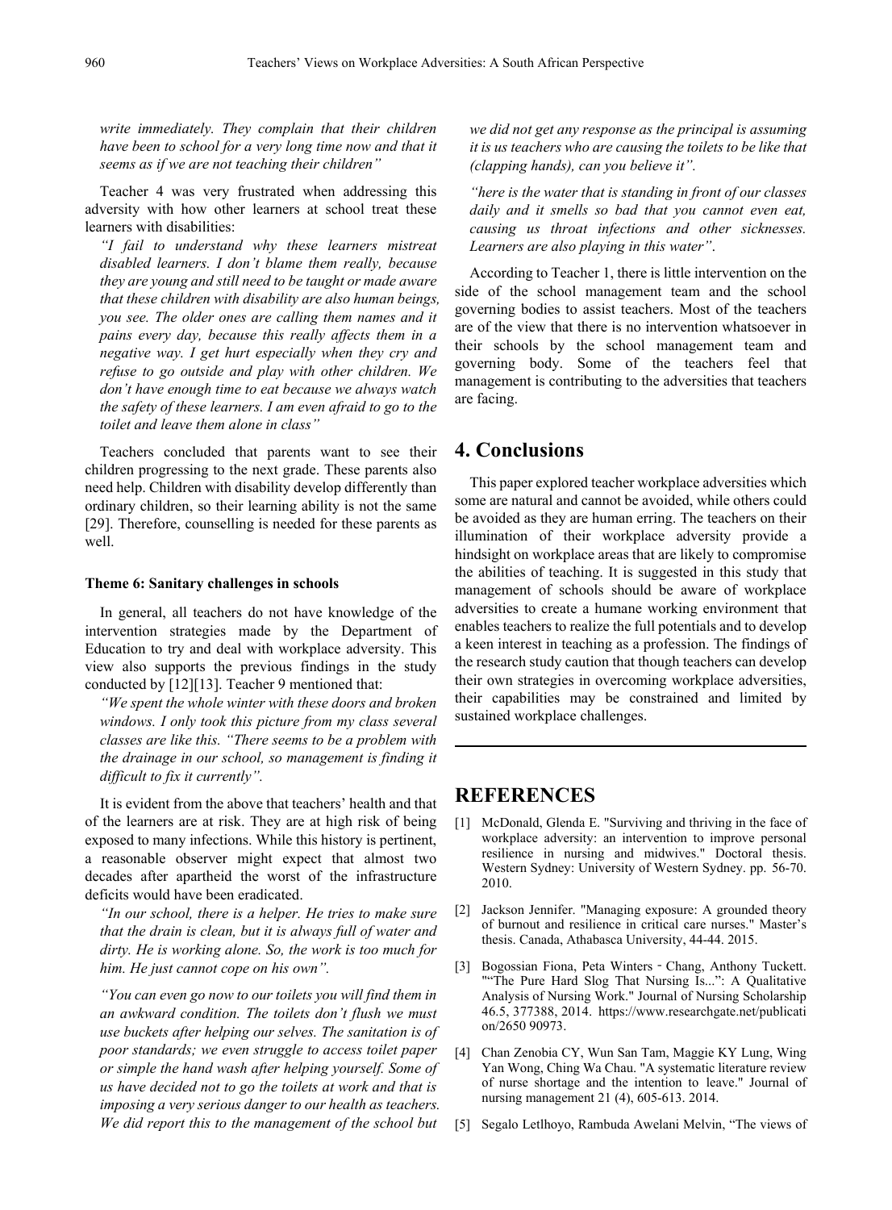*write immediately. They complain that their children have been to school for a very long time now and that it seems as if we are not teaching their children"*

Teacher 4 was very frustrated when addressing this adversity with how other learners at school treat these learners with disabilities:

*"I fail to understand why these learners mistreat disabled learners. I don't blame them really, because they are young and still need to be taught or made aware that these children with disability are also human beings, you see. The older ones are calling them names and it pains every day, because this really affects them in a negative way. I get hurt especially when they cry and refuse to go outside and play with other children. We don't have enough time to eat because we always watch the safety of these learners. I am even afraid to go to the toilet and leave them alone in class"*

Teachers concluded that parents want to see their children progressing to the next grade. These parents also need help. Children with disability develop differently than ordinary children, so their learning ability is not the same [29]. Therefore, counselling is needed for these parents as well.

**Theme 6: Sanitary challenges in schools**

In general, all teachers do not have knowledge of the intervention strategies made by the Department of Education to try and deal with workplace adversity. This view also supports the previous findings in the study conducted by [12][13]. Teacher 9 mentioned that:

*"We spent the whole winter with these doors and broken windows. I only took this picture from my class several classes are like this. "There seems to be a problem with the drainage in our school, so management is finding it difficult to fix it currently".*

It is evident from the above that teachers' health and that of the learners are at risk. They are at high risk of being exposed to many infections. While this history is pertinent, a reasonable observer might expect that almost two decades after apartheid the worst of the infrastructure deficits would have been eradicated.

*"In our school, there is a helper. He tries to make sure that the drain is clean, but it is always full of water and dirty. He is working alone. So, the work is too much for him. He just cannot cope on his own".*

*"You can even go now to our toilets you will find them in an awkward condition. The toilets don't flush we must use buckets after helping our selves. The sanitation is of poor standards; we even struggle to access toilet paper or simple the hand wash after helping yourself. Some of us have decided not to go the toilets at work and that is imposing a very serious danger to our health as teachers. We did report this to the management of the school but we did not get any response as the principal is assuming it is us teachers who are causing the toilets to be like that (clapping hands), can you believe it".*

*"here is the water that is standing in front of our classes daily and it smells so bad that you cannot even eat, causing us throat infections and other sicknesses. Learners are also playing in this water".*

According to Teacher 1, there is little intervention on the side of the school management team and the school governing bodies to assist teachers. Most of the teachers are of the view that there is no intervention whatsoever in their schools by the school management team and governing body. Some of the teachers feel that management is contributing to the adversities that teachers are facing.

## 4. Conclusions

This paper explored teacher workplace adversities which some are natural and cannot be avoided, while others could be avoided as they are human erring. The teachers on their illumination of their workplace adversity provide a hindsight on workplace areas that are likely to compromise the abilities of teaching. It is suggested in this study that management of schools should be aware of workplace adversities to create a humane working environment that enables teachers to realize the full potentials and to develop a keen interest in teaching as a profession. The findings of the research study caution that though teachers can develop their own strategies in overcoming workplace adversities, their capabilities may be constrained and limited by sustained workplace challenges.

## REFERENCES

[1] McDonald, Glenda E. "Surviving and thriving in the face of workplace adversity: an intervention to improve personal resilience in nursing and midwives." Doctoral thesis. Western Sydney: University of Western Sydney. pp. 56-70. 2010.

[2] Jackson Jennifer. "Managing exposure: A grounded theory of burnout and resilience in critical care nurses." Master's thesis. Canada, Athabasca University, 44-44. 2015.

[3] Bogossian Fiona, Peta Winters‐Chang, Anthony Tuckett. ""The Pure Hard Slog That Nursing Is...": A Qualitative Analysis of Nursing Work." Journal of Nursing Scholarship 46.5, 377388, 2014. https://www.researchgate.net/publication/2650 90973.

[4] Chan Zenobia CY, Wun San Tam, Maggie KY Lung, Wing Yan Wong, Ching Wa Chau. "A systematic literature review of nurse shortage and the intention to leave." Journal of nursing management 21 (4), 605-613. 2014.

[5] Segalo Letlhoyo, Rambuda Awelani Melvin, "The views of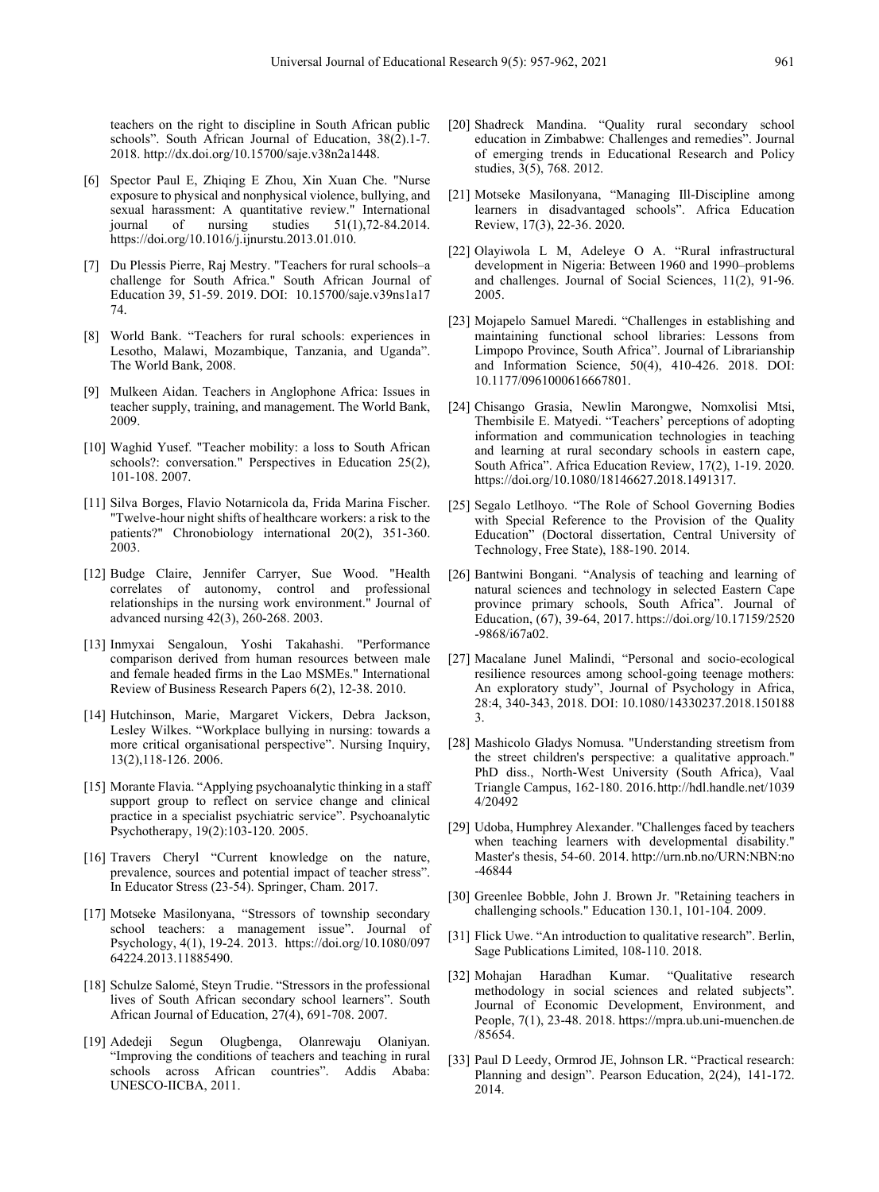teachers on the right to discipline in South African public schools". South African Journal of Education, 38(2).1-7. 2018. http://dx.doi.org/10.15700/saje.v38n2a1448.

[6] Spector Paul E, Zhiqing E Zhou, Xin Xuan Che. "Nurse exposure to physical and nonphysical violence, bullying, and sexual harassment: A quantitative review." International journal of nursing studies 51(1),72-84.2014. https://doi.org/10.1016/j.ijnurstu.2013.01.010.

[7] Du Plessis Pierre, Raj Mestry. "Teachers for rural schools–a challenge for South Africa." South African Journal of Education 39, 51-59. 2019. DOI: 10.15700/saje.v39ns1a1774.

[8] World Bank. "Teachers for rural schools: experiences in Lesotho, Malawi, Mozambique, Tanzania, and Uganda". The World Bank, 2008.

[9] Mulkeen Aidan. Teachers in Anglophone Africa: Issues in teacher supply, training, and management. The World Bank, 2009.

[10] Waghid Yusef. "Teacher mobility: a loss to South African schools?: conversation." Perspectives in Education 25(2), 101-108. 2007.

[11] Silva Borges, Flavio Notarnicola da, Frida Marina Fischer. "Twelve-hour night shifts of healthcare workers: a risk to the patients?" Chronobiology international 20(2), 351-360. 2003.

[12] Budge Claire, Jennifer Carryer, Sue Wood. "Health correlates of autonomy, control and professional relationships in the nursing work environment." Journal of advanced nursing 42(3), 260-268. 2003.

[13] Inmyxai Sengaloun, Yoshi Takahashi. "Performance comparison derived from human resources between male and female headed firms in the Lao MSMEs." International Review of Business Research Papers 6(2), 12-38. 2010.

[14] Hutchinson, Marie, Margaret Vickers, Debra Jackson, Lesley Wilkes. "Workplace bullying in nursing: towards a more critical organisational perspective". Nursing Inquiry, 13(2),118-126. 2006.

[15] Morante Flavia. "Applying psychoanalytic thinking in a staff support group to reflect on service change and clinical practice in a specialist psychiatric service". Psychoanalytic Psychotherapy, 19(2):103-120. 2005.

[16] Travers Cheryl "Current knowledge on the nature, prevalence, sources and potential impact of teacher stress". In Educator Stress (23-54). Springer, Cham. 2017.

[17] Motseke Masilonyana, "Stressors of township secondary school teachers: a management issue". Journal of Psychology, 4(1), 19-24. 2013. https://doi.org/10.1080/09764224.2013.11885490.

[18] Schulze Salomé, Steyn Trudie. "Stressors in the professional lives of South African secondary school learners". South African Journal of Education, 27(4), 691-708. 2007.

[19] Adedeji Segun Olugbenga, Olanrewaju Olaniyan. "Improving the conditions of teachers and teaching in rural schools across African countries". Addis Ababa: UNESCO-IICBA, 2011.

[20] Shadreck Mandina. "Quality rural secondary school education in Zimbabwe: Challenges and remedies". Journal of emerging trends in Educational Research and Policy studies, 3(5), 768. 2012.

[21] Motseke Masilonyana, "Managing Ill-Discipline among learners in disadvantaged schools". Africa Education Review, 17(3), 22-36. 2020.

[22] Olayiwola L M, Adeleye O A. "Rural infrastructural development in Nigeria: Between 1960 and 1990–problems and challenges. Journal of Social Sciences, 11(2), 91-96. 2005.

[23] Mojapelo Samuel Maredi. "Challenges in establishing and maintaining functional school libraries: Lessons from Limpopo Province, South Africa". Journal of Librarianship and Information Science, 50(4), 410-426. 2018. DOI: 10.1177/0961000616667801.

[24] Chisango Grasia, Newlin Marongwe, Nomxolisi Mtsi, Thembisile E. Matyedi. "Teachers' perceptions of adopting information and communication technologies in teaching and learning at rural secondary schools in eastern cape, South Africa". Africa Education Review, 17(2), 1-19. 2020. https://doi.org/10.1080/18146627.2018.1491317.

[25] Segalo Letlhoyo. "The Role of School Governing Bodies with Special Reference to the Provision of the Quality Education" (Doctoral dissertation, Central University of Technology, Free State), 188-190. 2014.

[26] Bantwini Bongani. "Analysis of teaching and learning of natural sciences and technology in selected Eastern Cape province primary schools, South Africa". Journal of Education, (67), 39-64, 2017. https://doi.org/10.17159/2520-9868/i67a02.

[27] Macalane Junel Malindi, "Personal and socio-ecological resilience resources among school-going teenage mothers: An exploratory study", Journal of Psychology in Africa, 28:4, 340-343, 2018. DOI: 10.1080/14330237.2018.1501883.

[28] Mashicolo Gladys Nomusa. "Understanding streetism from the street children's perspective: a qualitative approach." PhD diss., North-West University (South Africa), Vaal Triangle Campus, 162-180. 2016. http://hdl.handle.net/10394/20492

[29] Udoba, Humphrey Alexander. "Challenges faced by teachers when teaching learners with developmental disability." Master's thesis, 54-60. 2014. http://urn.nb.no/URN:NBN:no-46844

[30] Greenlee Bobble, John J. Brown Jr. "Retaining teachers in challenging schools." Education 130.1, 101-104. 2009.

[31] Flick Uwe. "An introduction to qualitative research". Berlin, Sage Publications Limited, 108-110. 2018.

[32] Mohajan Haradhan Kumar. "Qualitative research methodology in social sciences and related subjects". Journal of Economic Development, Environment, and People, 7(1), 23-48. 2018. https://mpra.ub.uni-muenchen.de/85654.

[33] Paul D Leedy, Ormrod JE, Johnson LR. "Practical research: Planning and design". Pearson Education, 2(24), 141-172. 2014.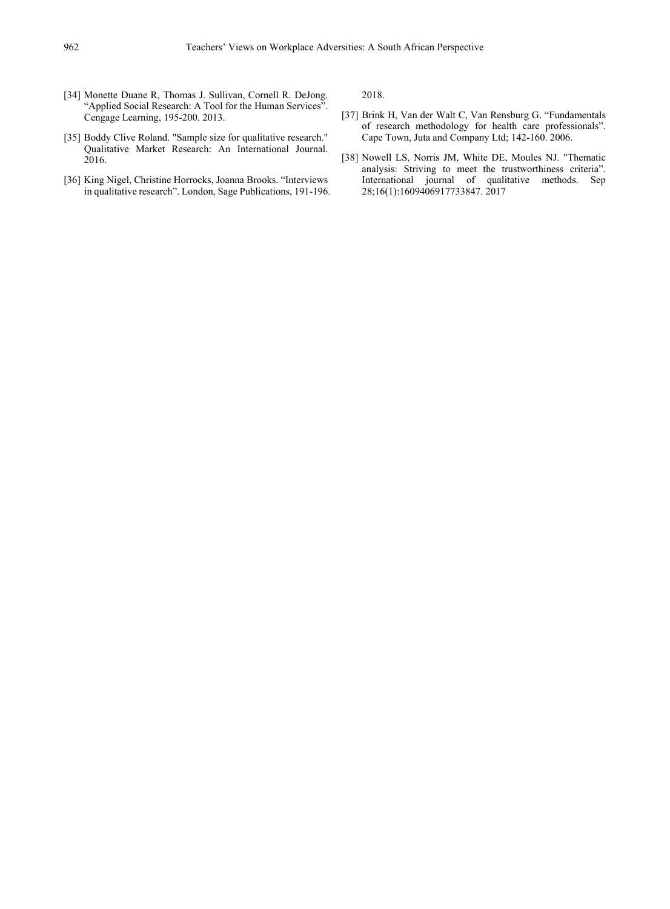[34] Monette Duane R, Thomas J. Sullivan, Cornell R. DeJong. "Applied Social Research: A Tool for the Human Services". Cengage Learning, 195-200. 2013.

[35] Boddy Clive Roland. "Sample size for qualitative research." Qualitative Market Research: An International Journal. 2016.

[36] King Nigel, Christine Horrocks, Joanna Brooks. "Interviews in qualitative research". London, Sage Publications, 191-196. 2018.

[37] Brink H, Van der Walt C, Van Rensburg G. "Fundamentals of research methodology for health care professionals". Cape Town, Juta and Company Ltd; 142-160. 2006.

[38] Nowell LS, Norris JM, White DE, Moules NJ. "Thematic analysis: Striving to meet the trustworthiness criteria". International journal of qualitative methods. Sep 28;16(1):1609406917733847. 2017